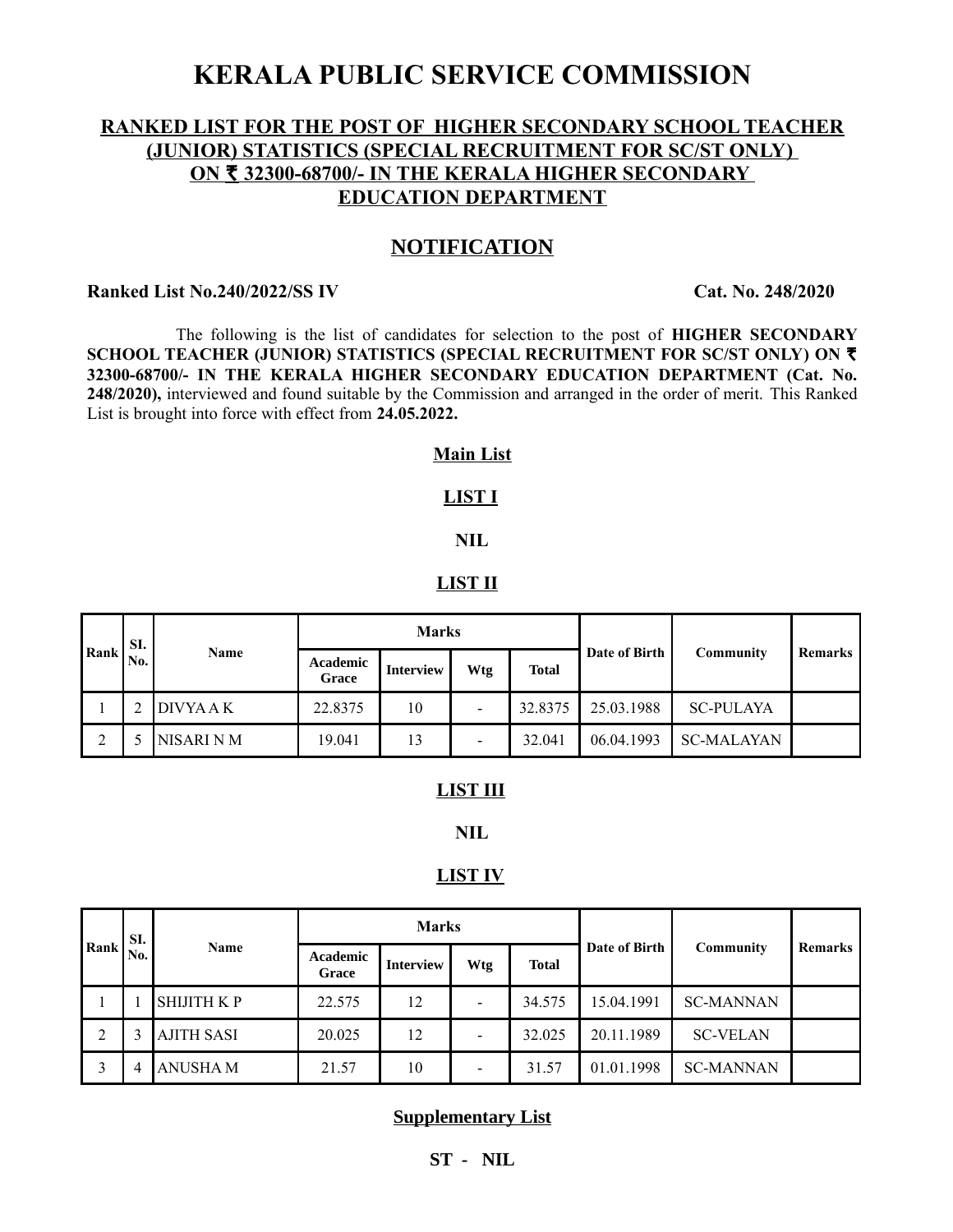# KERALA PUBLIC SERVICE COMMISSION

## RANKED LIST FOR THE POST OF HIGHER SECONDARY SCHOOL TEACHER (JUNIOR) STATISTICS (SPECIAL RECRUITMENT FOR SC/ST ONLY) ON ₹ 32300-68700/- IN THE KERALA HIGHER SECONDARY EDUCATION DEPARTMENT

## NOTIFICATION

**Ranked List No.240/2022/SS IV** **Cat. No. 248/2020**

The following is the list of candidates for selection to the post of **HIGHER SECONDARY SCHOOL TEACHER (JUNIOR) STATISTICS (SPECIAL RECRUITMENT FOR SC/ST ONLY) ON ₹ 32300-68700/- IN THE KERALA HIGHER SECONDARY EDUCATION DEPARTMENT (Cat. No. 248/2020),** interviewed and found suitable by the Commission and arranged in the order of merit. This Ranked List is brought into force with effect from **24.05.2022.**

### Main List

### LIST I

**NIL**

### LIST II

| Rank | Sl. No. | Name | Marks | | | | Date of Birth | Community | Remarks |
|---|---|---|---|---|---|---|---|---|---|
| | | | Academic Grace | Interview | Wtg | Total | | | |
| 1 | 2 | DIVYA A K | 22.8375 | 10 | - | 32.8375 | 25.03.1988 | SC-PULAYA | |
| 2 | 5 | NISARI N M | 19.041 | 13 | - | 32.041 | 06.04.1993 | SC-MALAYAN | |

### LIST III

**NIL**

### LIST IV

| Rank | Sl. No. | Name | Marks | | | | Date of Birth | Community | Remarks |
|---|---|---|---|---|---|---|---|---|---|
| | | | Academic Grace | Interview | Wtg | Total | | | |
| 1 | 1 | SHIJITH K P | 22.575 | 12 | - | 34.575 | 15.04.1991 | SC-MANNAN | |
| 2 | 3 | AJITH SASI | 20.025 | 12 | - | 32.025 | 20.11.1989 | SC-VELAN | |
| 3 | 4 | ANUSHA M | 21.57 | 10 | - | 31.57 | 01.01.1998 | SC-MANNAN | |

### Supplementary List

**ST - NIL**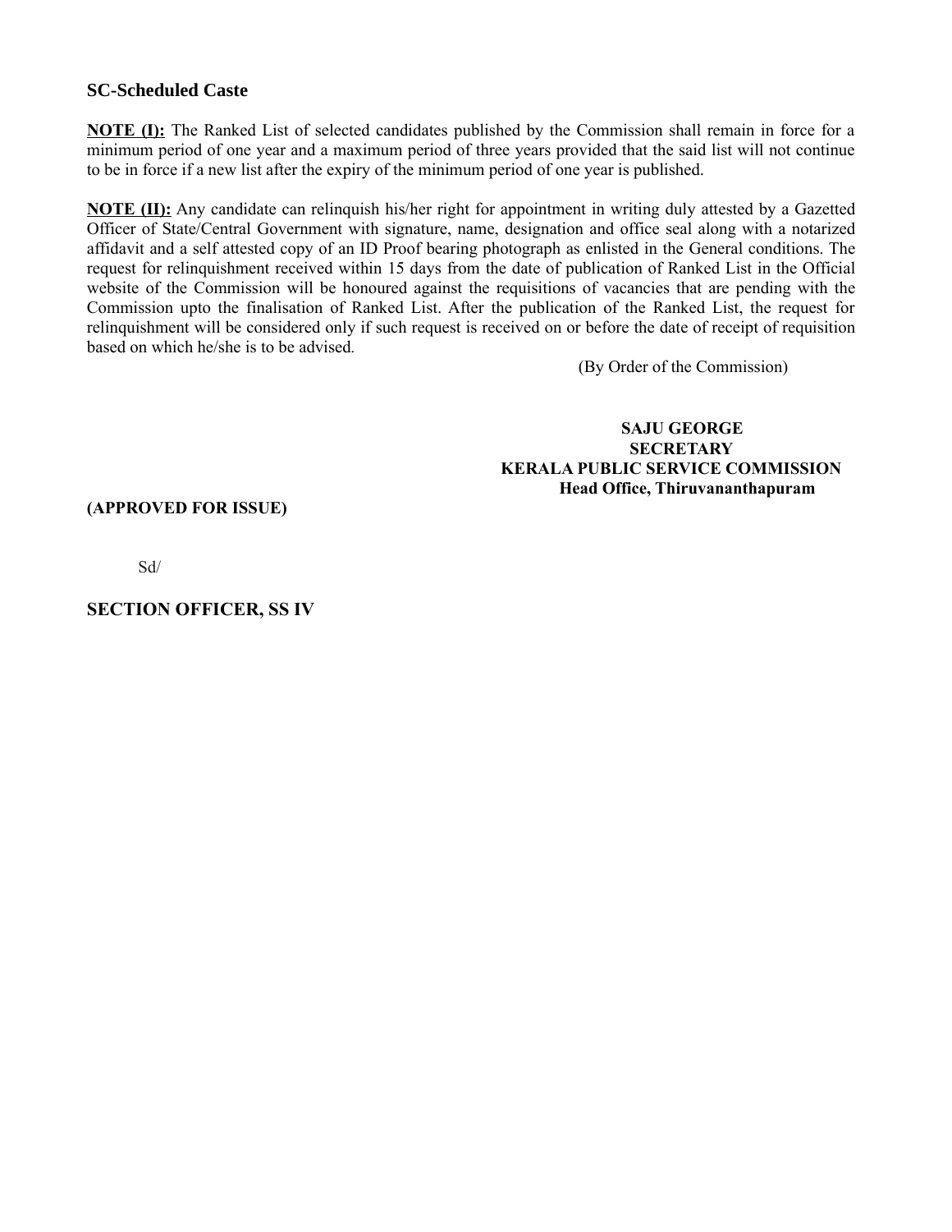**SC-Scheduled Caste**

**NOTE (I):** The Ranked List of selected candidates published by the Commission shall remain in force for a minimum period of one year and a maximum period of three years provided that the said list will not continue to be in force if a new list after the expiry of the minimum period of one year is published.

**NOTE (II):** Any candidate can relinquish his/her right for appointment in writing duly attested by a Gazetted Officer of State/Central Government with signature, name, designation and office seal along with a notarized affidavit and a self attested copy of an ID Proof bearing photograph as enlisted in the General conditions. The request for relinquishment received within 15 days from the date of publication of Ranked List in the Official website of the Commission will be honoured against the requisitions of vacancies that are pending with the Commission upto the finalisation of Ranked List. After the publication of the Ranked List, the request for relinquishment will be considered only if such request is received on or before the date of receipt of requisition based on which he/she is to be advised.

(By Order of the Commission)

**SAJU GEORGE**
**SECRETARY**
**KERALA PUBLIC SERVICE COMMISSION**
**Head Office, Thiruvananthapuram**

**(APPROVED FOR ISSUE)**

Sd/

**SECTION OFFICER, SS IV**